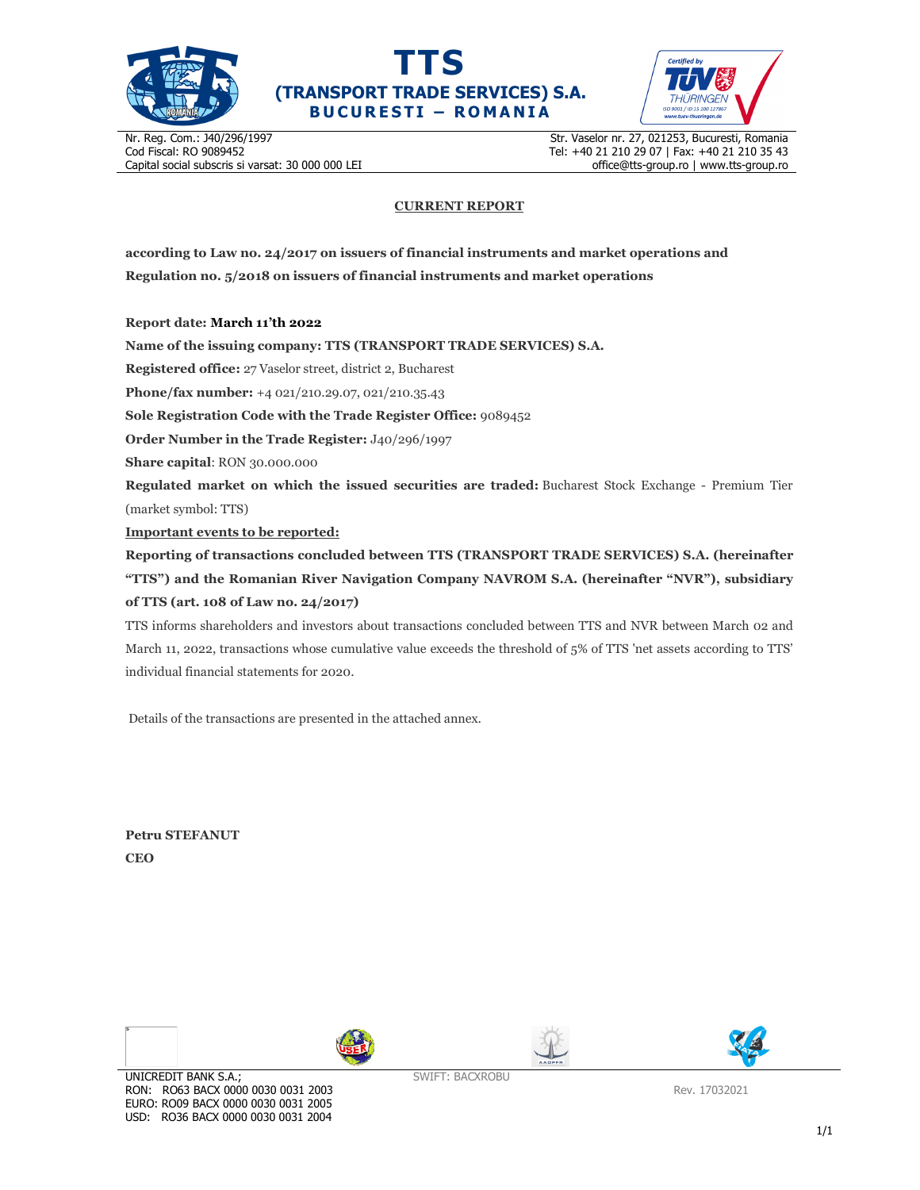# TTS
## (TRANSPORT TRADE SERVICES) S.A.
**BUCURESTI – ROMANIA**

Nr. Reg. Com.: J40/296/1997
Cod Fiscal: RO 9089452
Capital social subscris si varsat: 30 000 000 LEI

Str. Vaselor nr. 27, 021253, Bucuresti, Romania
Tel: +40 21 210 29 07 | Fax: +40 21 210 35 43
office@tts-group.ro | www.tts-group.ro

**CURRENT REPORT**

**according to Law no. 24/2017 on issuers of financial instruments and market operations and Regulation no. 5/2018 on issuers of financial instruments and market operations**

**Report date: March 11'th 2022**

**Name of the issuing company: TTS (TRANSPORT TRADE SERVICES) S.A.**

**Registered office:** 27 Vaselor street, district 2, Bucharest

**Phone/fax number:** +4 021/210.29.07, 021/210.35.43

**Sole Registration Code with the Trade Register Office:** 9089452

**Order Number in the Trade Register:** J40/296/1997

**Share capital**: RON 30.000.000

**Regulated market on which the issued securities are traded:** Bucharest Stock Exchange - Premium Tier (market symbol: TTS)

**Important events to be reported:**

**Reporting of transactions concluded between TTS (TRANSPORT TRADE SERVICES) S.A. (hereinafter "TTS") and the Romanian River Navigation Company NAVROM S.A. (hereinafter "NVR"), subsidiary of TTS (art. 108 of Law no. 24/2017)**

TTS informs shareholders and investors about transactions concluded between TTS and NVR between March 02 and March 11, 2022, transactions whose cumulative value exceeds the threshold of 5% of TTS 'net assets according to TTS' individual financial statements for 2020.

Details of the transactions are presented in the attached annex.

**Petru STEFANUT**
**CEO**

UNICREDIT BANK S.A.;
RON: RO63 BACX 0000 0030 0031 2003
EURO: RO09 BACX 0000 0030 0031 2005
USD: RO36 BACX 0000 0030 0031 2004

SWIFT: BACXROBU

Rev. 17032021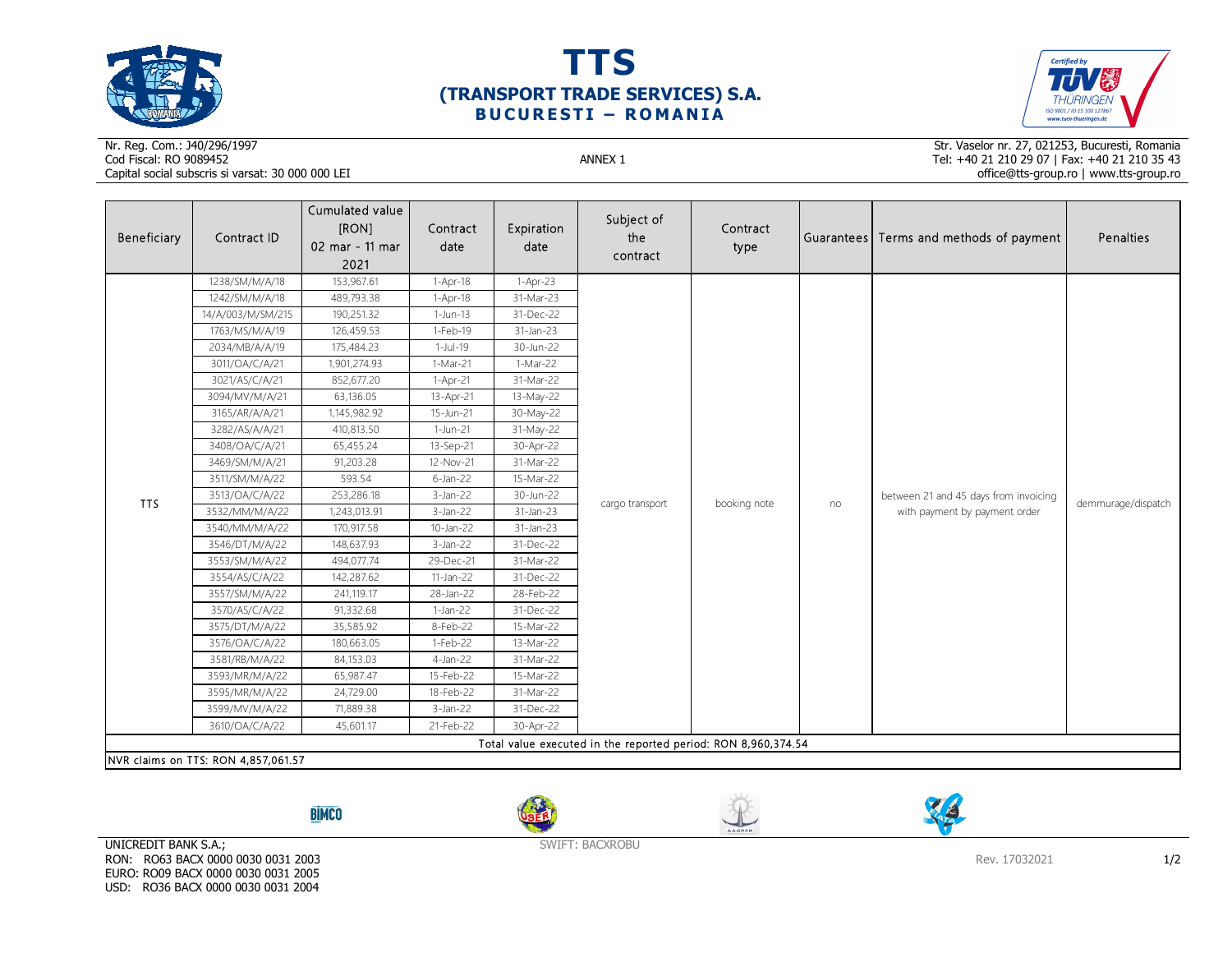# TTS
## (TRANSPORT TRADE SERVICES) S.A.
### BUCURESTI – ROMANIA

Nr. Reg. Com.: J40/296/1997
Cod Fiscal: RO 9089452
Capital social subscris si varsat: 30 000 000 LEI

ANNEX 1

Str. Vaselor nr. 27, 021253, Bucuresti, Romania
Tel: +40 21 210 29 07 | Fax: +40 21 210 35 43
office@tts-group.ro | www.tts-group.ro

| Beneficiary | Contract ID | Cumulated value [RON] 02 mar - 11 mar 2021 | Contract date | Expiration date | Subject of the contract | Contract type | Guarantees | Terms and methods of payment | Penalties |
|---|---|---|---|---|---|---|---|---|---|
| TTS | 1238/SM/M/A/18 | 153,967.61 | 1-Apr-18 | 1-Apr-23 | cargo transport | booking note | no | between 21 and 45 days from invoicing with payment by payment order | demmurage/dispatch |
| | 1242/SM/M/A/18 | 489,793.38 | 1-Apr-18 | 31-Mar-23 | | | | | |
| | 14/A/003/M/SM/215 | 190,251.32 | 1-Jun-13 | 31-Dec-22 | | | | | |
| | 1763/MS/M/A/19 | 126,459.53 | 1-Feb-19 | 31-Jan-23 | | | | | |
| | 2034/MB/A/A/19 | 175,484.23 | 1-Jul-19 | 30-Jun-22 | | | | | |
| | 3011/OA/C/A/21 | 1,901,274.93 | 1-Mar-21 | 1-Mar-22 | | | | | |
| | 3021/AS/C/A/21 | 852,677.20 | 1-Apr-21 | 31-Mar-22 | | | | | |
| | 3094/MV/M/A/21 | 63,136.05 | 13-Apr-21 | 13-May-22 | | | | | |
| | 3165/AR/A/A/21 | 1,145,982.92 | 15-Jun-21 | 30-May-22 | | | | | |
| | 3282/AS/A/A/21 | 410,813.50 | 1-Jun-21 | 31-May-22 | | | | | |
| | 3408/OA/C/A/21 | 65,455.24 | 13-Sep-21 | 30-Apr-22 | | | | | |
| | 3469/SM/M/A/21 | 91,203.28 | 12-Nov-21 | 31-Mar-22 | | | | | |
| | 3511/SM/M/A/22 | 593.54 | 6-Jan-22 | 15-Mar-22 | | | | | |
| | 3513/OA/C/A/22 | 253,286.18 | 3-Jan-22 | 30-Jun-22 | | | | | |
| | 3532/MM/M/A/22 | 1,243,013.91 | 3-Jan-22 | 31-Jan-23 | | | | | |
| | 3540/MM/M/A/22 | 170,917.58 | 10-Jan-22 | 31-Jan-23 | | | | | |
| | 3546/DT/M/A/22 | 148,637.93 | 3-Jan-22 | 31-Dec-22 | | | | | |
| | 3553/SM/M/A/22 | 494,077.74 | 29-Dec-21 | 31-Mar-22 | | | | | |
| | 3554/AS/C/A/22 | 142,287.62 | 11-Jan-22 | 31-Dec-22 | | | | | |
| | 3557/SM/M/A/22 | 241,119.17 | 28-Jan-22 | 28-Feb-22 | | | | | |
| | 3570/AS/C/A/22 | 91,332.68 | 1-Jan-22 | 31-Dec-22 | | | | | |
| | 3575/DT/M/A/22 | 35,585.92 | 8-Feb-22 | 15-Mar-22 | | | | | |
| | 3576/OA/C/A/22 | 180,663.05 | 1-Feb-22 | 13-Mar-22 | | | | | |
| | 3581/RB/M/A/22 | 84,153.03 | 4-Jan-22 | 31-Mar-22 | | | | | |
| | 3593/MR/M/A/22 | 65,987.47 | 15-Feb-22 | 15-Mar-22 | | | | | |
| | 3595/MR/M/A/22 | 24,729.00 | 18-Feb-22 | 31-Mar-22 | | | | | |
| | 3599/MV/M/A/22 | 71,889.38 | 3-Jan-22 | 31-Dec-22 | | | | | |
| | 3610/OA/C/A/22 | 45,601.17 | 21-Feb-22 | 30-Apr-22 | | | | | |
| Total value executed in the reported period: RON 8,960,374.54 | | | | | | | | | |

NVR claims on TTS: RON 4,857,061.57

UNICREDIT BANK S.A.;
RON: RO63 BACX 0000 0030 0031 2003
EURO: RO09 BACX 0000 0030 0031 2005
USD: RO36 BACX 0000 0030 0031 2004

SWIFT: BACXROBU

Rev. 17032021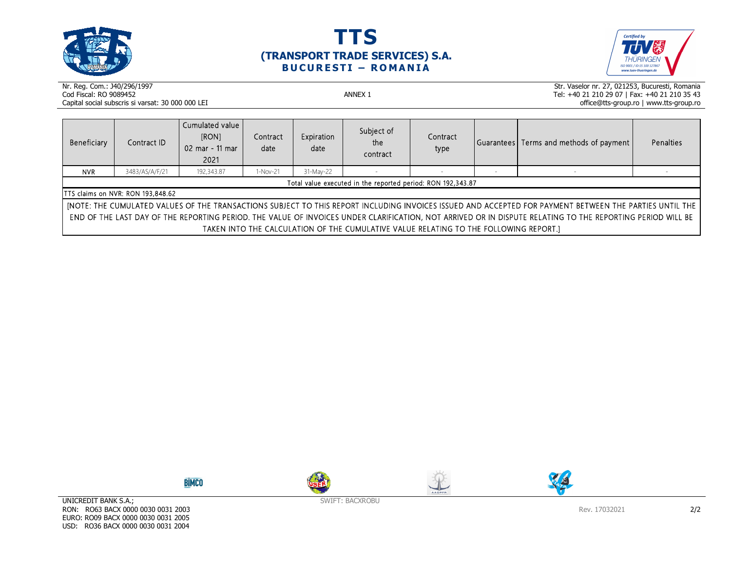# TTS
## (TRANSPORT TRADE SERVICES) S.A.
### BUCURESTI – ROMANIA

Nr. Reg. Com.: J40/296/1997
Cod Fiscal: RO 9089452
Capital social subscris si varsat: 30 000 000 LEI

Str. Vaselor nr. 27, 021253, Bucuresti, Romania
Tel: +40 21 210 29 07 | Fax: +40 21 210 35 43
office@tts-group.ro | www.tts-group.ro

ANNEX 1

| Beneficiary | Contract ID | Cumulated value [RON] 02 mar - 11 mar 2021 | Contract date | Expiration date | Subject of the contract | Contract type | Guarantees | Terms and methods of payment | Penalties |
|---|---|---|---|---|---|---|---|---|---|
| NVR | 3483/AS/A/F/21 | 192,343.87 | 1-Nov-21 | 31-May-22 | - | - | - | - | - |
| Total value executed in the reported period: RON 192,343.87 | | | | | | | | | |
| TTS claims on NVR: RON 193,848.62 | | | | | | | | | |
| [NOTE: THE CUMULATED VALUES OF THE TRANSACTIONS SUBJECT TO THIS REPORT INCLUDING INVOICES ISSUED AND ACCEPTED FOR PAYMENT BETWEEN THE PARTIES UNTIL THE END OF THE LAST DAY OF THE REPORTING PERIOD. THE VALUE OF INVOICES UNDER CLARIFICATION, NOT ARRIVED OR IN DISPUTE RELATING TO THE REPORTING PERIOD WILL BE TAKEN INTO THE CALCULATION OF THE CUMULATIVE VALUE RELATING TO THE FOLLOWING REPORT.] | | | | | | | | | |

UNICREDIT BANK S.A.;
RON: RO63 BACX 0000 0030 0031 2003
EURO: RO09 BACX 0000 0030 0031 2005
USD: RO36 BACX 0000 0030 0031 2004

SWIFT: BACXROBU

Rev. 17032021